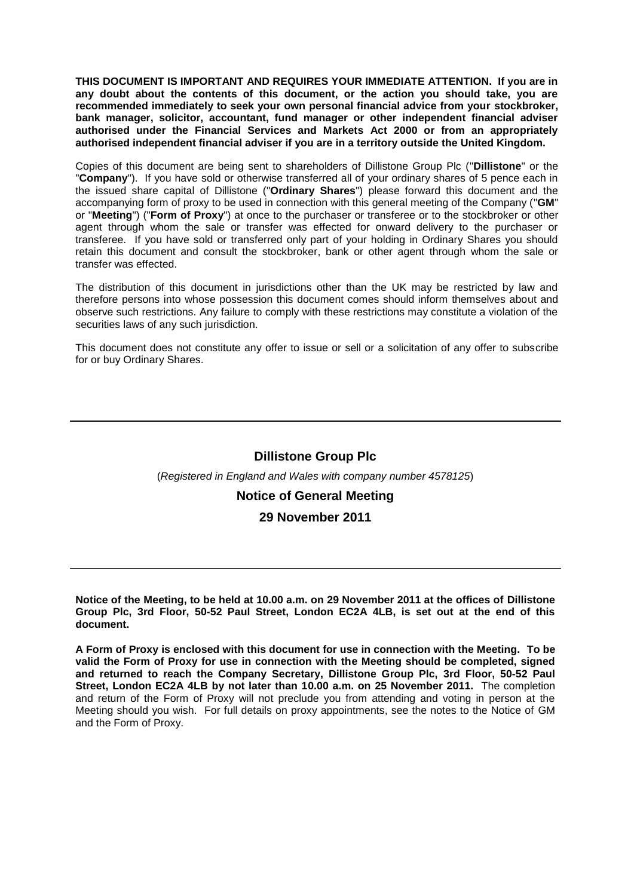**THIS DOCUMENT IS IMPORTANT AND REQUIRES YOUR IMMEDIATE ATTENTION. If you are in any doubt about the contents of this document, or the action you should take, you are recommended immediately to seek your own personal financial advice from your stockbroker, bank manager, solicitor, accountant, fund manager or other independent financial adviser authorised under the Financial Services and Markets Act 2000 or from an appropriately authorised independent financial adviser if you are in a territory outside the United Kingdom.**

Copies of this document are being sent to shareholders of Dillistone Group Plc ("**Dillistone**" or the "**Company**"). If you have sold or otherwise transferred all of your ordinary shares of 5 pence each in the issued share capital of Dillistone ("**Ordinary Shares**") please forward this document and the accompanying form of proxy to be used in connection with this general meeting of the Company ("**GM**" or "**Meeting**") ("**Form of Proxy**") at once to the purchaser or transferee or to the stockbroker or other agent through whom the sale or transfer was effected for onward delivery to the purchaser or transferee. If you have sold or transferred only part of your holding in Ordinary Shares you should retain this document and consult the stockbroker, bank or other agent through whom the sale or transfer was effected.

The distribution of this document in jurisdictions other than the UK may be restricted by law and therefore persons into whose possession this document comes should inform themselves about and observe such restrictions. Any failure to comply with these restrictions may constitute a violation of the securities laws of any such jurisdiction.

This document does not constitute any offer to issue or sell or a solicitation of any offer to subscribe for or buy Ordinary Shares.

---

## Dillistone Group Plc

(*Registered in England and Wales with company number 4578125*)

## Notice of General Meeting

## 29 November 2011

---

**Notice of the Meeting, to be held at 10.00 a.m. on 29 November 2011 at the offices of Dillistone Group Plc, 3rd Floor, 50-52 Paul Street, London EC2A 4LB, is set out at the end of this document.**

**A Form of Proxy is enclosed with this document for use in connection with the Meeting. To be valid the Form of Proxy for use in connection with the Meeting should be completed, signed and returned to reach the Company Secretary, Dillistone Group Plc, 3rd Floor, 50-52 Paul Street, London EC2A 4LB by not later than 10.00 a.m. on 25 November 2011.** The completion and return of the Form of Proxy will not preclude you from attending and voting in person at the Meeting should you wish. For full details on proxy appointments, see the notes to the Notice of GM and the Form of Proxy.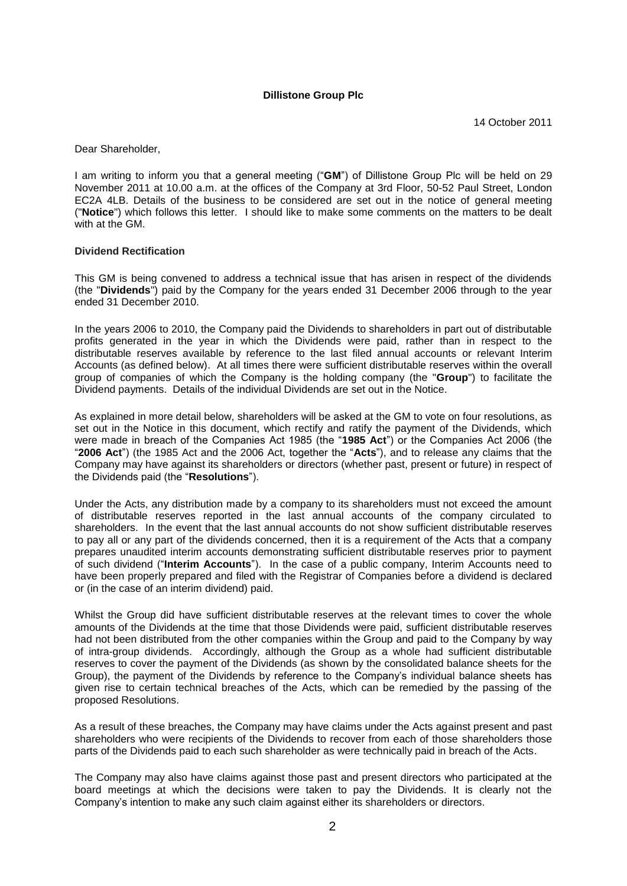**Dillistone Group Plc**

14 October 2011

Dear Shareholder,

I am writing to inform you that a general meeting ("**GM**") of Dillistone Group Plc will be held on 29 November 2011 at 10.00 a.m. at the offices of the Company at 3rd Floor, 50-52 Paul Street, London EC2A 4LB. Details of the business to be considered are set out in the notice of general meeting ("**Notice**") which follows this letter. I should like to make some comments on the matters to be dealt with at the GM.

**Dividend Rectification**

This GM is being convened to address a technical issue that has arisen in respect of the dividends (the "**Dividends**") paid by the Company for the years ended 31 December 2006 through to the year ended 31 December 2010.

In the years 2006 to 2010, the Company paid the Dividends to shareholders in part out of distributable profits generated in the year in which the Dividends were paid, rather than in respect to the distributable reserves available by reference to the last filed annual accounts or relevant Interim Accounts (as defined below). At all times there were sufficient distributable reserves within the overall group of companies of which the Company is the holding company (the "**Group**") to facilitate the Dividend payments. Details of the individual Dividends are set out in the Notice.

As explained in more detail below, shareholders will be asked at the GM to vote on four resolutions, as set out in the Notice in this document, which rectify and ratify the payment of the Dividends, which were made in breach of the Companies Act 1985 (the "**1985 Act**") or the Companies Act 2006 (the "**2006 Act**") (the 1985 Act and the 2006 Act, together the "**Acts**"), and to release any claims that the Company may have against its shareholders or directors (whether past, present or future) in respect of the Dividends paid (the "**Resolutions**").

Under the Acts, any distribution made by a company to its shareholders must not exceed the amount of distributable reserves reported in the last annual accounts of the company circulated to shareholders. In the event that the last annual accounts do not show sufficient distributable reserves to pay all or any part of the dividends concerned, then it is a requirement of the Acts that a company prepares unaudited interim accounts demonstrating sufficient distributable reserves prior to payment of such dividend ("**Interim Accounts**"). In the case of a public company, Interim Accounts need to have been properly prepared and filed with the Registrar of Companies before a dividend is declared or (in the case of an interim dividend) paid.

Whilst the Group did have sufficient distributable reserves at the relevant times to cover the whole amounts of the Dividends at the time that those Dividends were paid, sufficient distributable reserves had not been distributed from the other companies within the Group and paid to the Company by way of intra-group dividends. Accordingly, although the Group as a whole had sufficient distributable reserves to cover the payment of the Dividends (as shown by the consolidated balance sheets for the Group), the payment of the Dividends by reference to the Company's individual balance sheets has given rise to certain technical breaches of the Acts, which can be remedied by the passing of the proposed Resolutions.

As a result of these breaches, the Company may have claims under the Acts against present and past shareholders who were recipients of the Dividends to recover from each of those shareholders those parts of the Dividends paid to each such shareholder as were technically paid in breach of the Acts.

The Company may also have claims against those past and present directors who participated at the board meetings at which the decisions were taken to pay the Dividends. It is clearly not the Company's intention to make any such claim against either its shareholders or directors.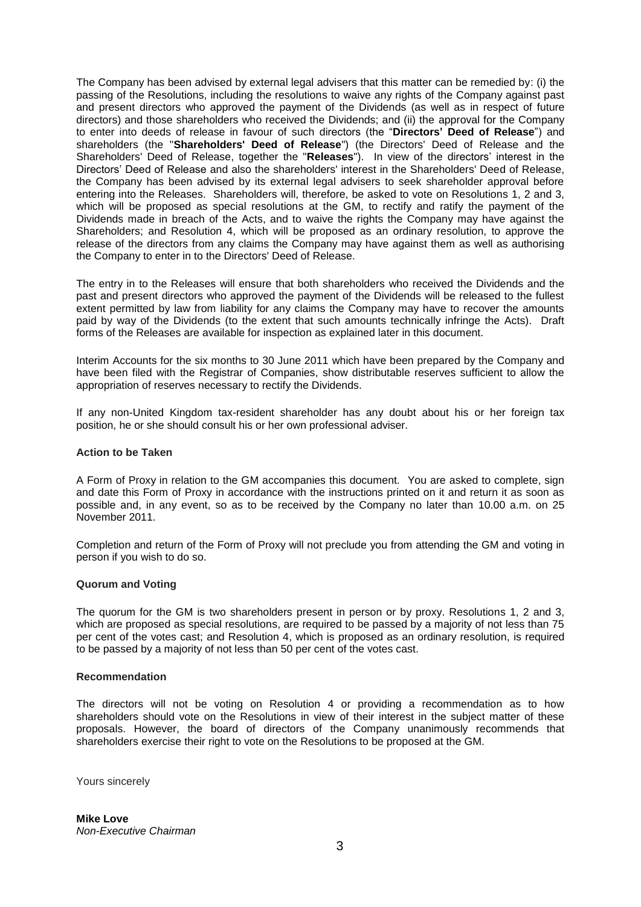The Company has been advised by external legal advisers that this matter can be remedied by: (i) the passing of the Resolutions, including the resolutions to waive any rights of the Company against past and present directors who approved the payment of the Dividends (as well as in respect of future directors) and those shareholders who received the Dividends; and (ii) the approval for the Company to enter into deeds of release in favour of such directors (the "**Directors' Deed of Release**") and shareholders (the "**Shareholders' Deed of Release**") (the Directors' Deed of Release and the Shareholders' Deed of Release, together the "**Releases**"). In view of the directors' interest in the Directors' Deed of Release and also the shareholders' interest in the Shareholders' Deed of Release, the Company has been advised by its external legal advisers to seek shareholder approval before entering into the Releases. Shareholders will, therefore, be asked to vote on Resolutions 1, 2 and 3, which will be proposed as special resolutions at the GM, to rectify and ratify the payment of the Dividends made in breach of the Acts, and to waive the rights the Company may have against the Shareholders; and Resolution 4, which will be proposed as an ordinary resolution, to approve the release of the directors from any claims the Company may have against them as well as authorising the Company to enter in to the Directors' Deed of Release.

The entry in to the Releases will ensure that both shareholders who received the Dividends and the past and present directors who approved the payment of the Dividends will be released to the fullest extent permitted by law from liability for any claims the Company may have to recover the amounts paid by way of the Dividends (to the extent that such amounts technically infringe the Acts). Draft forms of the Releases are available for inspection as explained later in this document.

Interim Accounts for the six months to 30 June 2011 which have been prepared by the Company and have been filed with the Registrar of Companies, show distributable reserves sufficient to allow the appropriation of reserves necessary to rectify the Dividends.

If any non-United Kingdom tax-resident shareholder has any doubt about his or her foreign tax position, he or she should consult his or her own professional adviser.

**Action to be Taken**

A Form of Proxy in relation to the GM accompanies this document. You are asked to complete, sign and date this Form of Proxy in accordance with the instructions printed on it and return it as soon as possible and, in any event, so as to be received by the Company no later than 10.00 a.m. on 25 November 2011.

Completion and return of the Form of Proxy will not preclude you from attending the GM and voting in person if you wish to do so.

**Quorum and Voting**

The quorum for the GM is two shareholders present in person or by proxy. Resolutions 1, 2 and 3, which are proposed as special resolutions, are required to be passed by a majority of not less than 75 per cent of the votes cast; and Resolution 4, which is proposed as an ordinary resolution, is required to be passed by a majority of not less than 50 per cent of the votes cast.

**Recommendation**

The directors will not be voting on Resolution 4 or providing a recommendation as to how shareholders should vote on the Resolutions in view of their interest in the subject matter of these proposals. However, the board of directors of the Company unanimously recommends that shareholders exercise their right to vote on the Resolutions to be proposed at the GM.

Yours sincerely

**Mike Love**
*Non-Executive Chairman*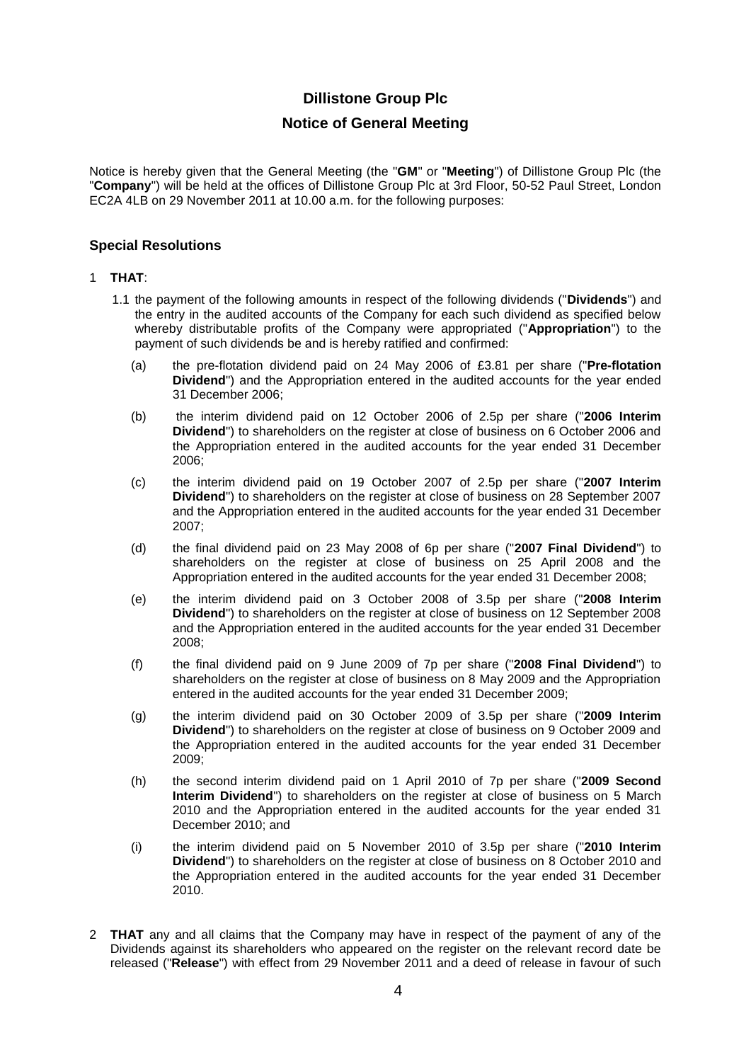# Dillistone Group Plc

## Notice of General Meeting

Notice is hereby given that the General Meeting (the "**GM**" or "**Meeting**") of Dillistone Group Plc (the "**Company**") will be held at the offices of Dillistone Group Plc at 3rd Floor, 50-52 Paul Street, London EC2A 4LB on 29 November 2011 at 10.00 a.m. for the following purposes:

### Special Resolutions

1 **THAT**:

1.1 the payment of the following amounts in respect of the following dividends ("**Dividends**") and the entry in the audited accounts of the Company for each such dividend as specified below whereby distributable profits of the Company were appropriated ("**Appropriation**") to the payment of such dividends be and is hereby ratified and confirmed:

(a) the pre-flotation dividend paid on 24 May 2006 of £3.81 per share ("**Pre-flotation Dividend**") and the Appropriation entered in the audited accounts for the year ended 31 December 2006;

(b) the interim dividend paid on 12 October 2006 of 2.5p per share ("**2006 Interim Dividend**") to shareholders on the register at close of business on 6 October 2006 and the Appropriation entered in the audited accounts for the year ended 31 December 2006;

(c) the interim dividend paid on 19 October 2007 of 2.5p per share ("**2007 Interim Dividend**") to shareholders on the register at close of business on 28 September 2007 and the Appropriation entered in the audited accounts for the year ended 31 December 2007;

(d) the final dividend paid on 23 May 2008 of 6p per share ("**2007 Final Dividend**") to shareholders on the register at close of business on 25 April 2008 and the Appropriation entered in the audited accounts for the year ended 31 December 2008;

(e) the interim dividend paid on 3 October 2008 of 3.5p per share ("**2008 Interim Dividend**") to shareholders on the register at close of business on 12 September 2008 and the Appropriation entered in the audited accounts for the year ended 31 December 2008;

(f) the final dividend paid on 9 June 2009 of 7p per share ("**2008 Final Dividend**") to shareholders on the register at close of business on 8 May 2009 and the Appropriation entered in the audited accounts for the year ended 31 December 2009;

(g) the interim dividend paid on 30 October 2009 of 3.5p per share ("**2009 Interim Dividend**") to shareholders on the register at close of business on 9 October 2009 and the Appropriation entered in the audited accounts for the year ended 31 December 2009;

(h) the second interim dividend paid on 1 April 2010 of 7p per share ("**2009 Second Interim Dividend**") to shareholders on the register at close of business on 5 March 2010 and the Appropriation entered in the audited accounts for the year ended 31 December 2010; and

(i) the interim dividend paid on 5 November 2010 of 3.5p per share ("**2010 Interim Dividend**") to shareholders on the register at close of business on 8 October 2010 and the Appropriation entered in the audited accounts for the year ended 31 December 2010.

2 **THAT** any and all claims that the Company may have in respect of the payment of any of the Dividends against its shareholders who appeared on the register on the relevant record date be released ("**Release**") with effect from 29 November 2011 and a deed of release in favour of such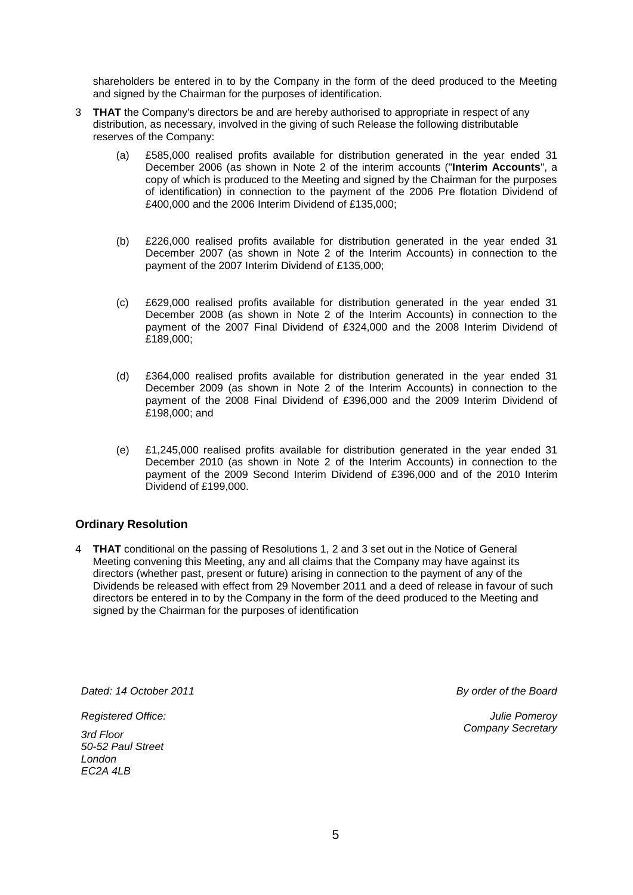shareholders be entered in to by the Company in the form of the deed produced to the Meeting and signed by the Chairman for the purposes of identification.

3 **THAT** the Company's directors be and are hereby authorised to appropriate in respect of any distribution, as necessary, involved in the giving of such Release the following distributable reserves of the Company:

(a) £585,000 realised profits available for distribution generated in the year ended 31 December 2006 (as shown in Note 2 of the interim accounts ("**Interim Accounts**", a copy of which is produced to the Meeting and signed by the Chairman for the purposes of identification) in connection to the payment of the 2006 Pre flotation Dividend of £400,000 and the 2006 Interim Dividend of £135,000;

(b) £226,000 realised profits available for distribution generated in the year ended 31 December 2007 (as shown in Note 2 of the Interim Accounts) in connection to the payment of the 2007 Interim Dividend of £135,000;

(c) £629,000 realised profits available for distribution generated in the year ended 31 December 2008 (as shown in Note 2 of the Interim Accounts) in connection to the payment of the 2007 Final Dividend of £324,000 and the 2008 Interim Dividend of £189,000;

(d) £364,000 realised profits available for distribution generated in the year ended 31 December 2009 (as shown in Note 2 of the Interim Accounts) in connection to the payment of the 2008 Final Dividend of £396,000 and the 2009 Interim Dividend of £198,000; and

(e) £1,245,000 realised profits available for distribution generated in the year ended 31 December 2010 (as shown in Note 2 of the Interim Accounts) in connection to the payment of the 2009 Second Interim Dividend of £396,000 and of the 2010 Interim Dividend of £199,000.

### Ordinary Resolution

4 **THAT** conditional on the passing of Resolutions 1, 2 and 3 set out in the Notice of General Meeting convening this Meeting, any and all claims that the Company may have against its directors (whether past, present or future) arising in connection to the payment of any of the Dividends be released with effect from 29 November 2011 and a deed of release in favour of such directors be entered in to by the Company in the form of the deed produced to the Meeting and signed by the Chairman for the purposes of identification

*Dated: 14 October 2011*

*By order of the Board*

*Registered Office:*

*3rd Floor*
*50-52 Paul Street*
*London*
*EC2A 4LB*

*Julie Pomeroy*
*Company Secretary*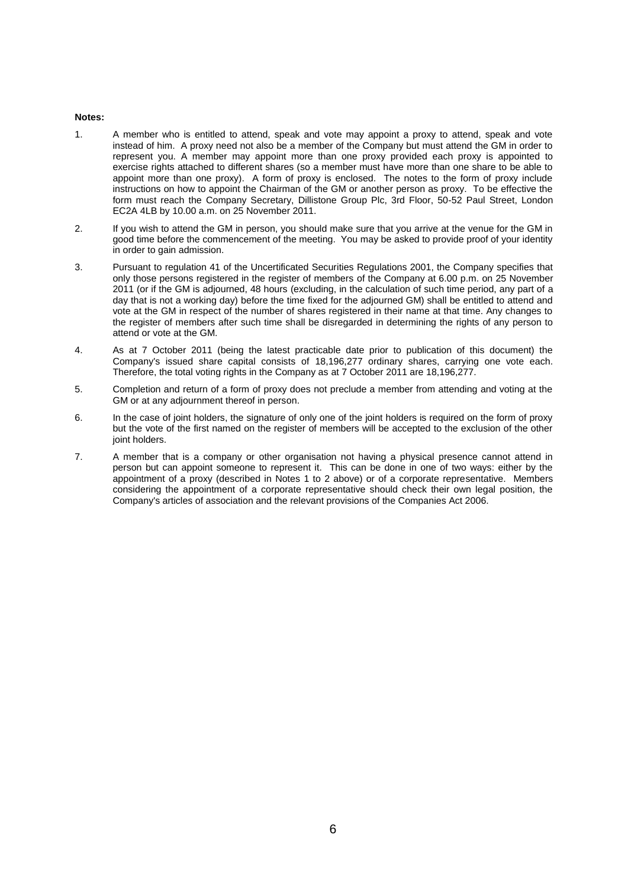**Notes:**

1. A member who is entitled to attend, speak and vote may appoint a proxy to attend, speak and vote instead of him. A proxy need not also be a member of the Company but must attend the GM in order to represent you. A member may appoint more than one proxy provided each proxy is appointed to exercise rights attached to different shares (so a member must have more than one share to be able to appoint more than one proxy). A form of proxy is enclosed. The notes to the form of proxy include instructions on how to appoint the Chairman of the GM or another person as proxy. To be effective the form must reach the Company Secretary, Dillistone Group Plc, 3rd Floor, 50-52 Paul Street, London EC2A 4LB by 10.00 a.m. on 25 November 2011.

2. If you wish to attend the GM in person, you should make sure that you arrive at the venue for the GM in good time before the commencement of the meeting. You may be asked to provide proof of your identity in order to gain admission.

3. Pursuant to regulation 41 of the Uncertificated Securities Regulations 2001, the Company specifies that only those persons registered in the register of members of the Company at 6.00 p.m. on 25 November 2011 (or if the GM is adjourned, 48 hours (excluding, in the calculation of such time period, any part of a day that is not a working day) before the time fixed for the adjourned GM) shall be entitled to attend and vote at the GM in respect of the number of shares registered in their name at that time. Any changes to the register of members after such time shall be disregarded in determining the rights of any person to attend or vote at the GM.

4. As at 7 October 2011 (being the latest practicable date prior to publication of this document) the Company's issued share capital consists of 18,196,277 ordinary shares, carrying one vote each. Therefore, the total voting rights in the Company as at 7 October 2011 are 18,196,277.

5. Completion and return of a form of proxy does not preclude a member from attending and voting at the GM or at any adjournment thereof in person.

6. In the case of joint holders, the signature of only one of the joint holders is required on the form of proxy but the vote of the first named on the register of members will be accepted to the exclusion of the other joint holders.

7. A member that is a company or other organisation not having a physical presence cannot attend in person but can appoint someone to represent it. This can be done in one of two ways: either by the appointment of a proxy (described in Notes 1 to 2 above) or of a corporate representative. Members considering the appointment of a corporate representative should check their own legal position, the Company's articles of association and the relevant provisions of the Companies Act 2006.